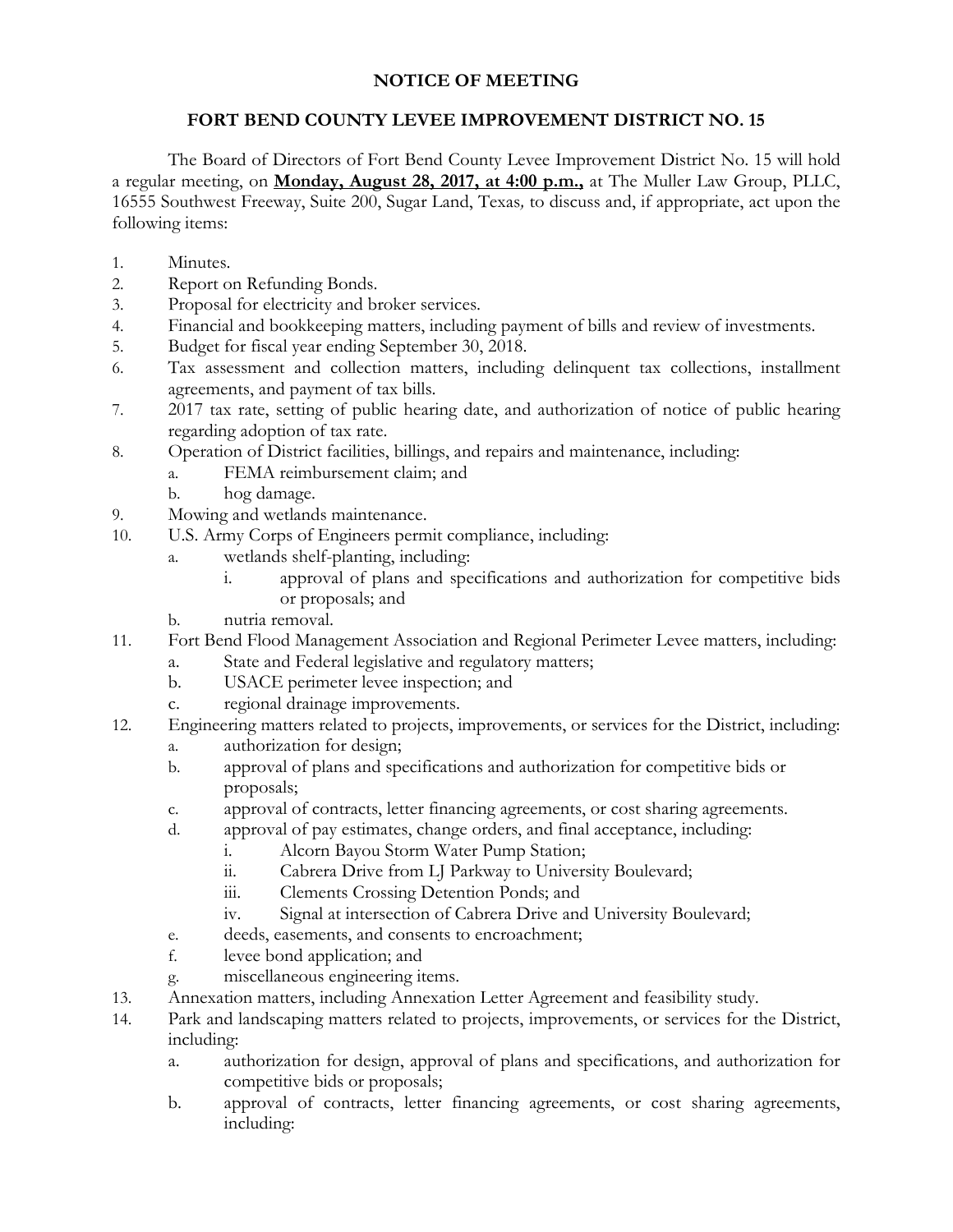# NOTICE OF MEETING

## FORT BEND COUNTY LEVEE IMPROVEMENT DISTRICT NO. 15

The Board of Directors of Fort Bend County Levee Improvement District No. 15 will hold a regular meeting, on **Monday, August 28, 2017, at 4:00 p.m.,** at The Muller Law Group, PLLC, 16555 Southwest Freeway, Suite 200, Sugar Land, Texas*,* to discuss and, if appropriate, act upon the following items:

1. Minutes.
2. Report on Refunding Bonds.
3. Proposal for electricity and broker services.
4. Financial and bookkeeping matters, including payment of bills and review of investments.
5. Budget for fiscal year ending September 30, 2018.
6. Tax assessment and collection matters, including delinquent tax collections, installment agreements, and payment of tax bills.
7. 2017 tax rate, setting of public hearing date, and authorization of notice of public hearing regarding adoption of tax rate.
8. Operation of District facilities, billings, and repairs and maintenance, including:
   a. FEMA reimbursement claim; and
   b. hog damage.
9. Mowing and wetlands maintenance.
10. U.S. Army Corps of Engineers permit compliance, including:
    a. wetlands shelf-planting, including:
       i. approval of plans and specifications and authorization for competitive bids or proposals; and
    b. nutria removal.
11. Fort Bend Flood Management Association and Regional Perimeter Levee matters, including:
    a. State and Federal legislative and regulatory matters;
    b. USACE perimeter levee inspection; and
    c. regional drainage improvements.
12. Engineering matters related to projects, improvements, or services for the District, including:
    a. authorization for design;
    b. approval of plans and specifications and authorization for competitive bids or proposals;
    c. approval of contracts, letter financing agreements, or cost sharing agreements.
    d. approval of pay estimates, change orders, and final acceptance, including:
       i. Alcorn Bayou Storm Water Pump Station;
       ii. Cabrera Drive from LJ Parkway to University Boulevard;
       iii. Clements Crossing Detention Ponds; and
       iv. Signal at intersection of Cabrera Drive and University Boulevard;
    e. deeds, easements, and consents to encroachment;
    f. levee bond application; and
    g. miscellaneous engineering items.
13. Annexation matters, including Annexation Letter Agreement and feasibility study.
14. Park and landscaping matters related to projects, improvements, or services for the District, including:
    a. authorization for design, approval of plans and specifications, and authorization for competitive bids or proposals;
    b. approval of contracts, letter financing agreements, or cost sharing agreements, including: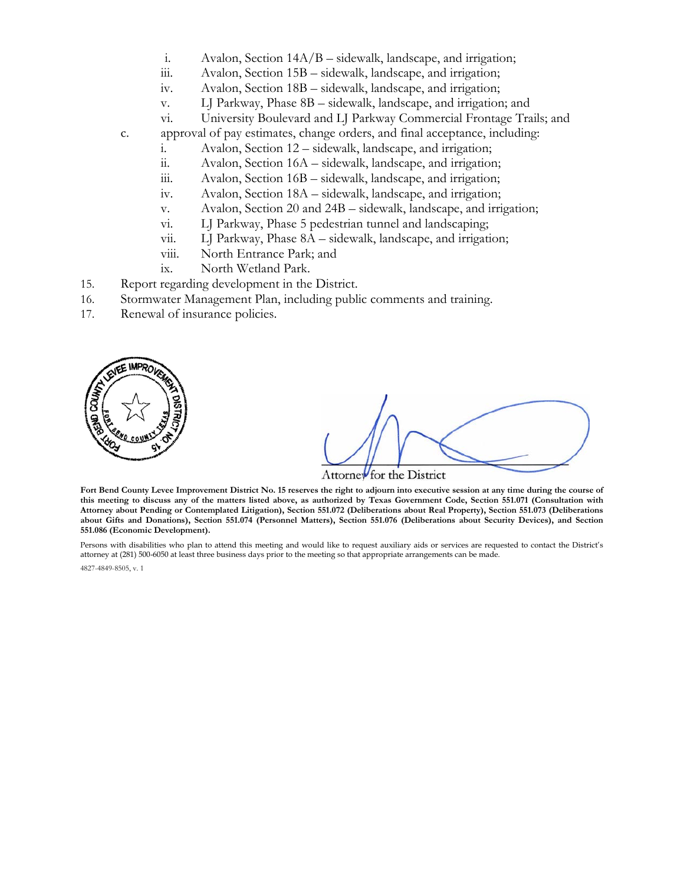i. Avalon, Section 14A/B – sidewalk, landscape, and irrigation;
iii. Avalon, Section 15B – sidewalk, landscape, and irrigation;
iv. Avalon, Section 18B – sidewalk, landscape, and irrigation;
v. LJ Parkway, Phase 8B – sidewalk, landscape, and irrigation; and
vi. University Boulevard and LJ Parkway Commercial Frontage Trails; and

c. approval of pay estimates, change orders, and final acceptance, including:
   i. Avalon, Section 12 – sidewalk, landscape, and irrigation;
   ii. Avalon, Section 16A – sidewalk, landscape, and irrigation;
   iii. Avalon, Section 16B – sidewalk, landscape, and irrigation;
   iv. Avalon, Section 18A – sidewalk, landscape, and irrigation;
   v. Avalon, Section 20 and 24B – sidewalk, landscape, and irrigation;
   vi. LJ Parkway, Phase 5 pedestrian tunnel and landscaping;
   vii. LJ Parkway, Phase 8A – sidewalk, landscape, and irrigation;
   viii. North Entrance Park; and
   ix. North Wetland Park.

15. Report regarding development in the District.
16. Stormwater Management Plan, including public comments and training.
17. Renewal of insurance policies.

FORT BEND COUNTY LEVEE IMPROVEMENT DISTRICT NO. 15 FORT BEND COUNTY TEXAS

Attorney for the District

**Fort Bend County Levee Improvement District No. 15 reserves the right to adjourn into executive session at any time during the course of this meeting to discuss any of the matters listed above, as authorized by Texas Government Code, Section 551.071 (Consultation with Attorney about Pending or Contemplated Litigation), Section 551.072 (Deliberations about Real Property), Section 551.073 (Deliberations about Gifts and Donations), Section 551.074 (Personnel Matters), Section 551.076 (Deliberations about Security Devices), and Section 551.086 (Economic Development).**

Persons with disabilities who plan to attend this meeting and would like to request auxiliary aids or services are requested to contact the District's attorney at (281) 500-6050 at least three business days prior to the meeting so that appropriate arrangements can be made.

4827-4849-8505, v. 1